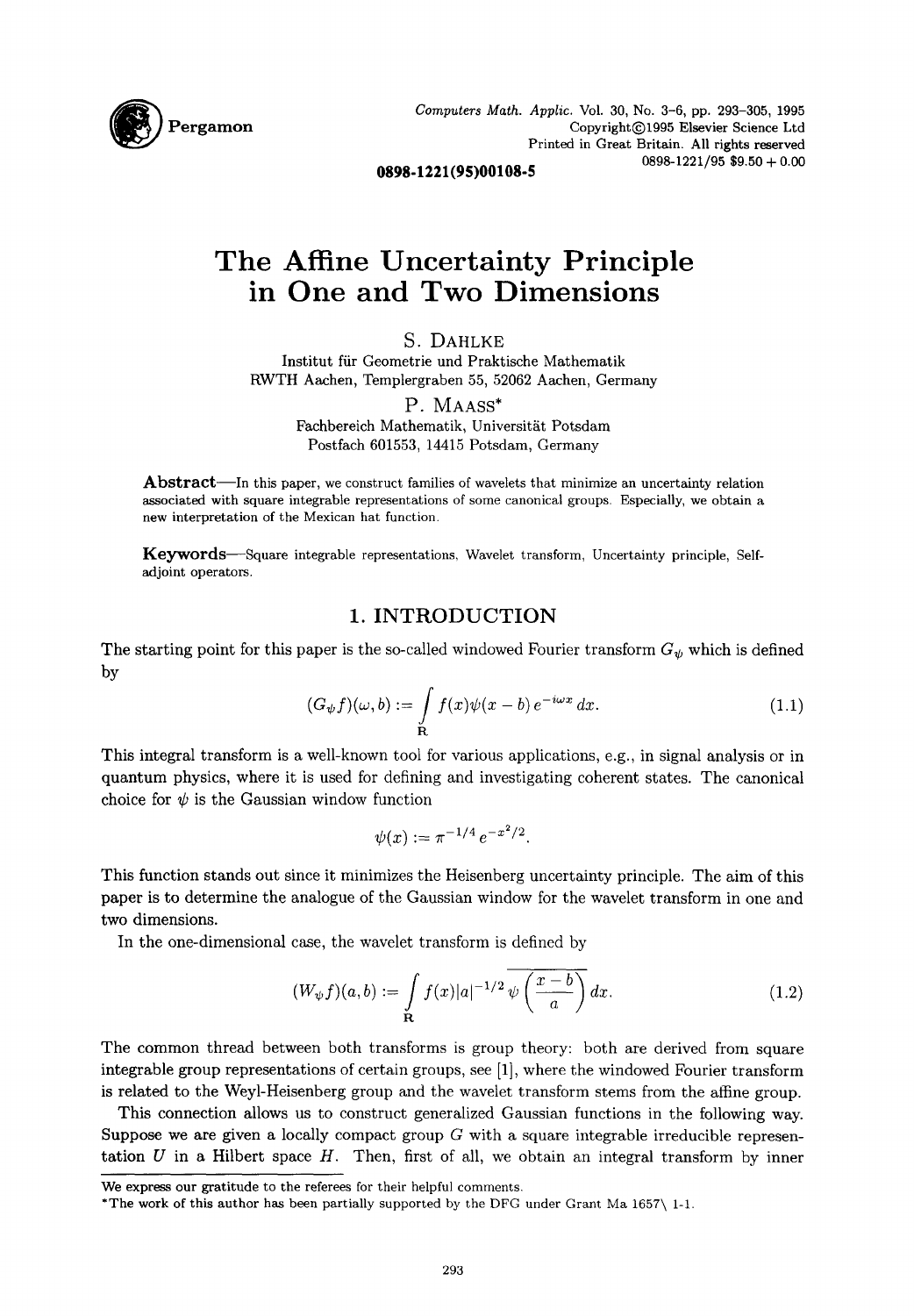# The Affine Uncertainty Principle in One and Two Dimensions

S. DAHLKE

Institut für Geometrie und Praktische Mathematik
RWTH Aachen, Templergraben 55, 52062 Aachen, Germany

P. MAASS*

Fachbereich Mathematik, Universität Potsdam
Postfach 601553, 14415 Potsdam, Germany

**Abstract**—In this paper, we construct families of wavelets that minimize an uncertainty relation associated with square integrable representations of some canonical groups. Especially, we obtain a new interpretation of the Mexican hat function.

**Keywords**—Square integrable representations, Wavelet transform, Uncertainty principle, Self-adjoint operators.

## 1. INTRODUCTION

The starting point for this paper is the so-called windowed Fourier transform $G_\psi$ which is defined by

$$(G_\psi f)(\omega, b) := \int_{\mathbf{R}} f(x)\psi(x-b)\, e^{-i\omega x}\, dx. \tag{1.1}$$

This integral transform is a well-known tool for various applications, e.g., in signal analysis or in quantum physics, where it is used for defining and investigating coherent states. The canonical choice for $\psi$ is the Gaussian window function

$$\psi(x) := \pi^{-1/4}\, e^{-x^2/2}.$$

This function stands out since it minimizes the Heisenberg uncertainty principle. The aim of this paper is to determine the analogue of the Gaussian window for the wavelet transform in one and two dimensions.

In the one-dimensional case, the wavelet transform is defined by

$$(W_\psi f)(a, b) := \int_{\mathbf{R}} f(x)|a|^{-1/2}\, \overline{\psi\left(\frac{x-b}{a}\right)}\, dx. \tag{1.2}$$

The common thread between both transforms is group theory: both are derived from square integrable group representations of certain groups, see [1], where the windowed Fourier transform is related to the Weyl-Heisenberg group and the wavelet transform stems from the affine group.

This connection allows us to construct generalized Gaussian functions in the following way. Suppose we are given a locally compact group $G$ with a square integrable irreducible representation $U$ in a Hilbert space $H$. Then, first of all, we obtain an integral transform by inner

---

We express our gratitude to the referees for their helpful comments.

*The work of this author has been partially supported by the DFG under Grant Ma 1657\ 1-1.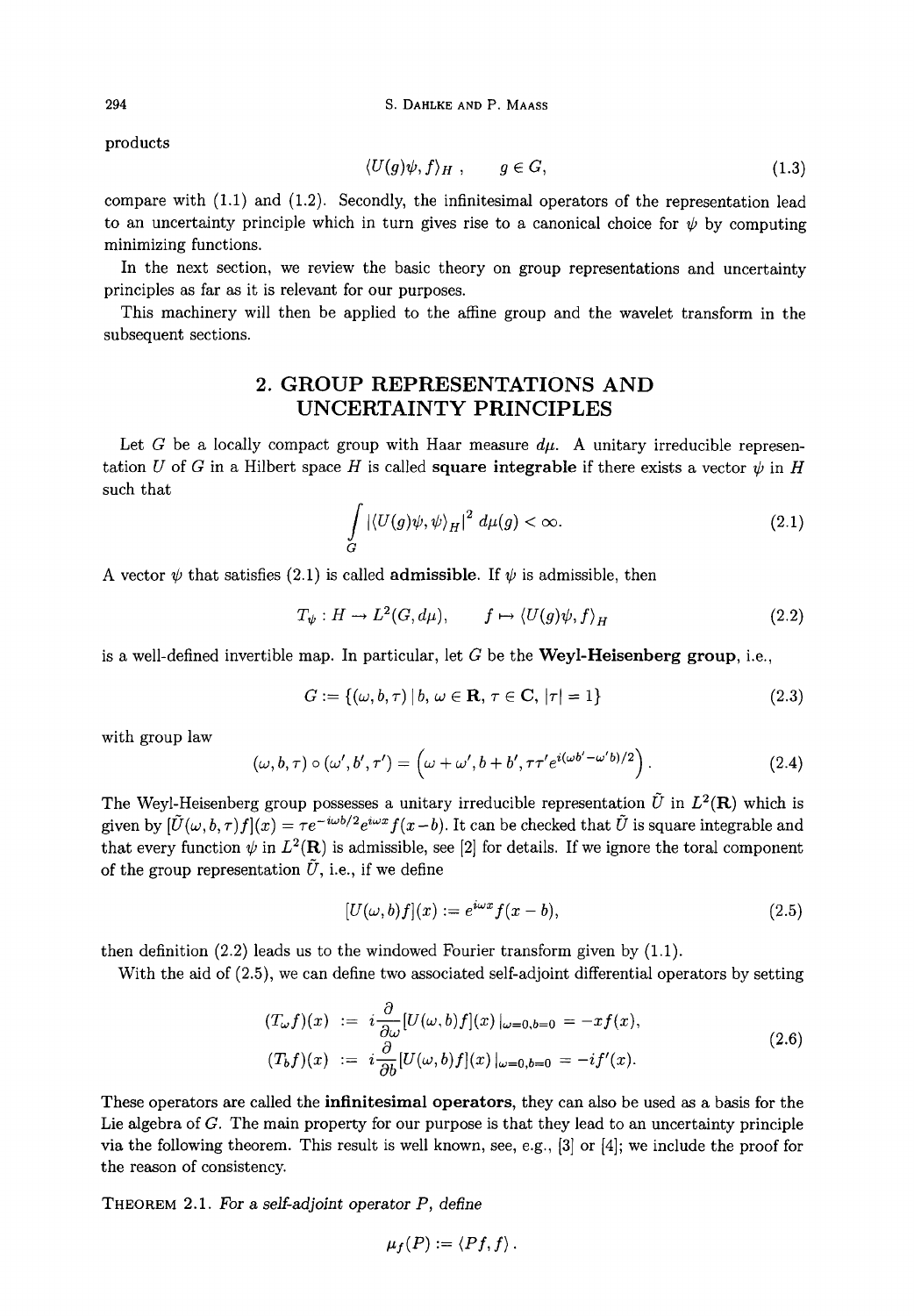products

$$\langle U(g)\psi, f\rangle_H \,, \qquad g \in G, \tag{1.3}$$

compare with (1.1) and (1.2). Secondly, the infinitesimal operators of the representation lead to an uncertainty principle which in turn gives rise to a canonical choice for $\psi$ by computing minimizing functions.

In the next section, we review the basic theory on group representations and uncertainty principles as far as it is relevant for our purposes.

This machinery will then be applied to the affine group and the wavelet transform in the subsequent sections.

## 2. GROUP REPRESENTATIONS AND UNCERTAINTY PRINCIPLES

Let $G$ be a locally compact group with Haar measure $d\mu$. A unitary irreducible representation $U$ of $G$ in a Hilbert space $H$ is called **square integrable** if there exists a vector $\psi$ in $H$ such that

$$\int_G |\langle U(g)\psi, \psi\rangle_H|^2 \, d\mu(g) < \infty. \tag{2.1}$$

A vector $\psi$ that satisfies (2.1) is called **admissible**. If $\psi$ is admissible, then

$$T_\psi : H \to L^2(G, d\mu), \qquad f \mapsto \langle U(g)\psi, f\rangle_H \tag{2.2}$$

is a well-defined invertible map. In particular, let $G$ be the **Weyl-Heisenberg group**, i.e.,

$$G := \{(\omega, b, \tau) \mid b, \omega \in \mathbf{R}, \tau \in \mathbf{C}, |\tau| = 1\} \tag{2.3}$$

with group law

$$(\omega, b, \tau) \circ (\omega', b', \tau') = \left(\omega + \omega', b + b', \tau\tau' e^{i(\omega b' - \omega' b)/2}\right). \tag{2.4}$$

The Weyl-Heisenberg group possesses a unitary irreducible representation $\tilde{U}$ in $L^2(\mathbf{R})$ which is given by $[\tilde{U}(\omega, b, \tau) f](x) = \tau e^{-i\omega b/2} e^{i\omega x} f(x - b)$. It can be checked that $\tilde{U}$ is square integrable and that every function $\psi$ in $L^2(\mathbf{R})$ is admissible, see [2] for details. If we ignore the toral component of the group representation $\tilde{U}$, i.e., if we define

$$[U(\omega, b) f](x) := e^{i\omega x} f(x - b), \tag{2.5}$$

then definition (2.2) leads us to the windowed Fourier transform given by (1.1).

With the aid of (2.5), we can define two associated self-adjoint differential operators by setting

$$\begin{aligned}
(T_\omega f)(x) &:= i \frac{\partial}{\partial \omega} [U(\omega, b) f](x) \,|_{\omega=0, b=0} = -x f(x), \\
(T_b f)(x) &:= i \frac{\partial}{\partial b} [U(\omega, b) f](x) \,|_{\omega=0, b=0} = -i f'(x).
\end{aligned} \tag{2.6}$$

These operators are called the **infinitesimal operators**, they can also be used as a basis for the Lie algebra of $G$. The main property for our purpose is that they lead to an uncertainty principle via the following theorem. This result is well known, see, e.g., [3] or [4]; we include the proof for the reason of consistency.

THEOREM 2.1. *For a self-adjoint operator $P$, define*

$$\mu_f(P) := \langle Pf, f \rangle \,.$$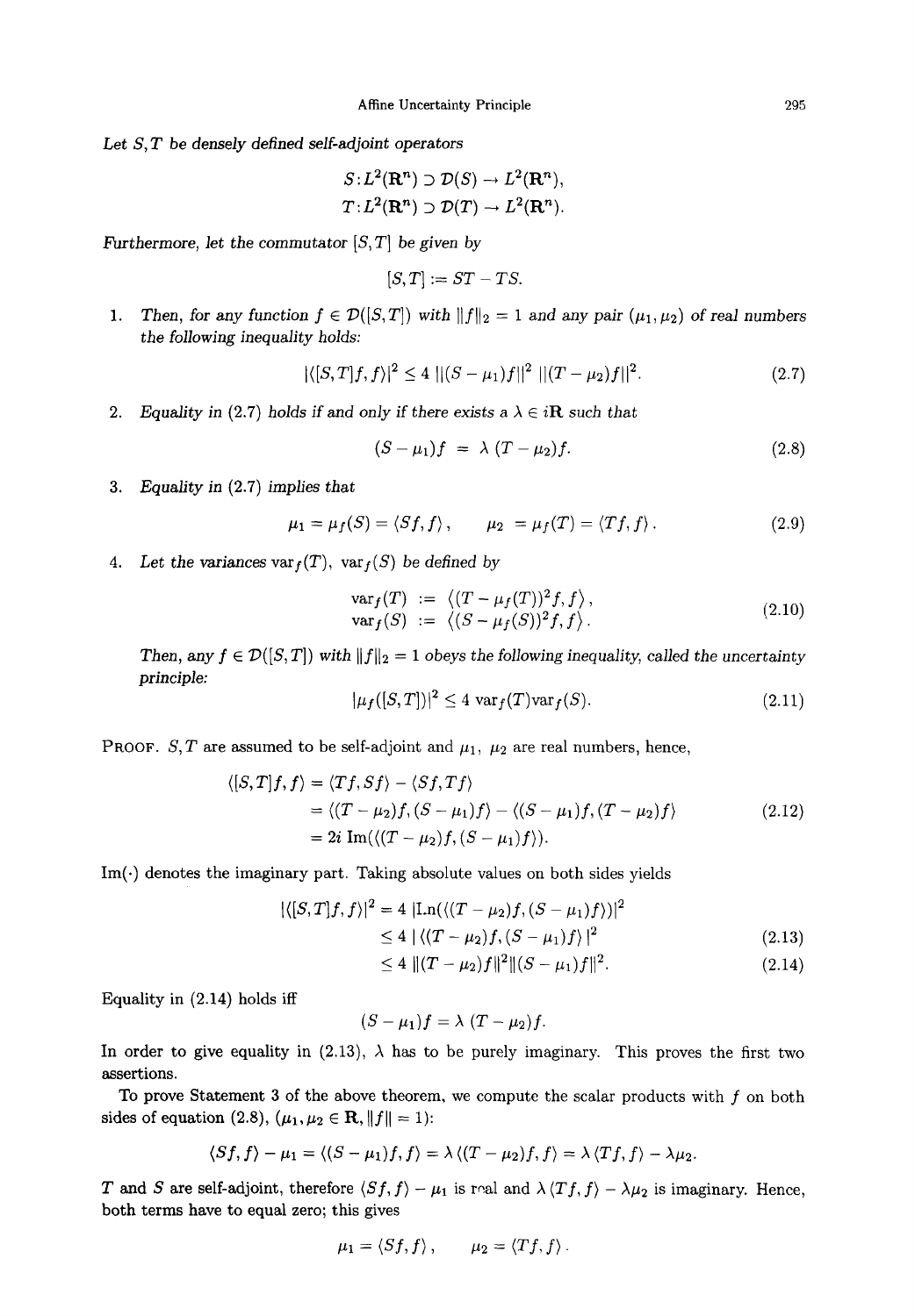*Let $S, T$ be densely defined self-adjoint operators*

$$S: L^2(\mathbf{R}^n) \supset \mathcal{D}(S) \to L^2(\mathbf{R}^n),$$
$$T: L^2(\mathbf{R}^n) \supset \mathcal{D}(T) \to L^2(\mathbf{R}^n).$$

*Furthermore, let the commutator $[S, T]$ be given by*

$$[S, T] := ST - TS.$$

1. *Then, for any function $f \in \mathcal{D}([S,T])$ with $\|f\|_2 = 1$ and any pair $(\mu_1, \mu_2)$ of real numbers the following inequality holds:*
$$|\langle [S,T]f, f\rangle|^2 \leq 4\, \|(S-\mu_1)f\|^2\, \|(T-\mu_2)f\|^2. \tag{2.7}$$
2. *Equality in (2.7) holds if and only if there exists a $\lambda \in i\mathbf{R}$ such that*
$$(S-\mu_1)f \;=\; \lambda\,(T-\mu_2)f. \tag{2.8}$$
3. *Equality in (2.7) implies that*
$$\mu_1 = \mu_f(S) = \langle Sf, f\rangle, \qquad \mu_2 = \mu_f(T) = \langle Tf, f\rangle. \tag{2.9}$$
4. *Let the variances $\operatorname{var}_f(T)$, $\operatorname{var}_f(S)$ be defined by*
$$\begin{aligned} \operatorname{var}_f(T) &:= \left\langle (T-\mu_f(T))^2 f, f\right\rangle, \\ \operatorname{var}_f(S) &:= \left\langle (S-\mu_f(S))^2 f, f\right\rangle. \end{aligned} \tag{2.10}$$
*Then, any $f \in \mathcal{D}([S,T])$ with $\|f\|_2 = 1$ obeys the following inequality, called the uncertainty principle:*
$$|\mu_f([S,T])|^2 \leq 4\, \operatorname{var}_f(T)\operatorname{var}_f(S). \tag{2.11}$$

PROOF. $S, T$ are assumed to be self-adjoint and $\mu_1$, $\mu_2$ are real numbers, hence,

$$\begin{aligned} \langle [S,T]f, f\rangle &= \langle Tf, Sf\rangle - \langle Sf, Tf\rangle \\ &= \langle (T-\mu_2)f, (S-\mu_1)f\rangle - \langle (S-\mu_1)f, (T-\mu_2)f\rangle \\ &= 2i\, \operatorname{Im}(\langle (T-\mu_2)f, (S-\mu_1)f\rangle). \end{aligned} \tag{2.12}$$

$\operatorname{Im}(\cdot)$ denotes the imaginary part. Taking absolute values on both sides yields

$$\begin{aligned} |\langle [S,T]f, f\rangle|^2 &= 4\, |\operatorname{Im}(\langle (T-\mu_2)f, (S-\mu_1)f\rangle)|^2 \\ &\leq 4\, |\langle (T-\mu_2)f, (S-\mu_1)f\rangle|^2 \qquad (2.13) \\ &\leq 4\, \|(T-\mu_2)f\|^2 \|(S-\mu_1)f\|^2. \qquad (2.14) \end{aligned}$$

Equality in (2.14) holds iff

$$(S-\mu_1)f = \lambda\,(T-\mu_2)f.$$

In order to give equality in (2.13), $\lambda$ has to be purely imaginary. This proves the first two assertions.

To prove Statement 3 of the above theorem, we compute the scalar products with $f$ on both sides of equation (2.8), ($\mu_1, \mu_2 \in \mathbf{R}$, $\|f\| = 1$):

$$\langle Sf, f\rangle - \mu_1 = \langle (S-\mu_1)f, f\rangle = \lambda\,\langle (T-\mu_2)f, f\rangle = \lambda\,\langle Tf, f\rangle - \lambda\mu_2.$$

$T$ and $S$ are self-adjoint, therefore $\langle Sf, f\rangle - \mu_1$ is real and $\lambda\,\langle Tf, f\rangle - \lambda\mu_2$ is imaginary. Hence, both terms have to equal zero; this gives

$$\mu_1 = \langle Sf, f\rangle, \qquad \mu_2 = \langle Tf, f\rangle.$$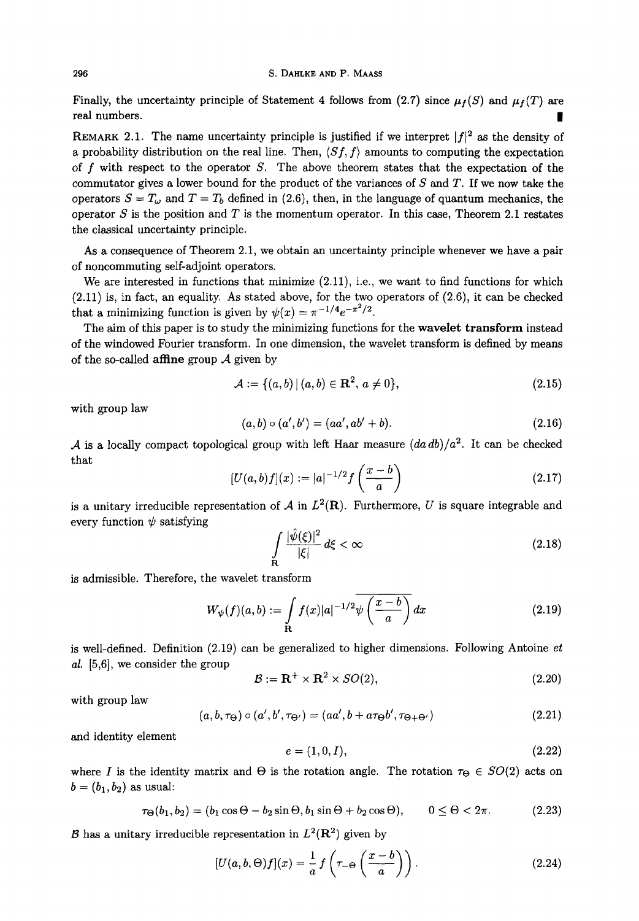Finally, the uncertainty principle of Statement 4 follows from (2.7) since $\mu_f(S)$ and $\mu_f(T)$ are real numbers. ∎

REMARK 2.1. The name uncertainty principle is justified if we interpret $|f|^2$ as the density of a probability distribution on the real line. Then, $\langle Sf, f \rangle$ amounts to computing the expectation of $f$ with respect to the operator $S$. The above theorem states that the expectation of the commutator gives a lower bound for the product of the variances of $S$ and $T$. If we now take the operators $S = T_\omega$ and $T = T_b$ defined in (2.6), then, in the language of quantum mechanics, the operator $S$ is the position and $T$ is the momentum operator. In this case, Theorem 2.1 restates the classical uncertainty principle.

As a consequence of Theorem 2.1, we obtain an uncertainty principle whenever we have a pair of noncommuting self-adjoint operators.

We are interested in functions that minimize (2.11), i.e., we want to find functions for which (2.11) is, in fact, an equality. As stated above, for the two operators of (2.6), it can be checked that a minimizing function is given by $\psi(x) = \pi^{-1/4} e^{-x^2/2}$.

The aim of this paper is to study the minimizing functions for the **wavelet transform** instead of the windowed Fourier transform. In one dimension, the wavelet transform is defined by means of the so-called **affine** group $\mathcal{A}$ given by

$$\mathcal{A} := \{(a, b) \mid (a, b) \in \mathbf{R}^2,\ a \neq 0\}, \tag{2.15}$$

with group law

$$(a, b) \circ (a', b') = (aa', ab' + b). \tag{2.16}$$

$\mathcal{A}$ is a locally compact topological group with left Haar measure $(da\, db)/a^2$. It can be checked that

$$[U(a, b) f](x) := |a|^{-1/2} f\left(\frac{x - b}{a}\right) \tag{2.17}$$

is a unitary irreducible representation of $\mathcal{A}$ in $L^2(\mathbf{R})$. Furthermore, $U$ is square integrable and every function $\psi$ satisfying

$$\int_{\mathbf{R}} \frac{|\hat{\psi}(\xi)|^2}{|\xi|}\, d\xi < \infty \tag{2.18}$$

is admissible. Therefore, the wavelet transform

$$W_\psi(f)(a, b) := \int_{\mathbf{R}} f(x) \overline{|a|^{-1/2} \psi\left(\frac{x - b}{a}\right)}\, dx \tag{2.19}$$

is well-defined. Definition (2.19) can be generalized to higher dimensions. Following Antoine *et al.* [5,6], we consider the group

$$\mathcal{B} := \mathbf{R}^+ \times \mathbf{R}^2 \times SO(2), \tag{2.20}$$

with group law

$$(a, b, r_\Theta) \circ (a', b', r_{\Theta'}) = (aa', b + a r_\Theta b', r_{\Theta + \Theta'}) \tag{2.21}$$

and identity element

$$e = (1, 0, I), \tag{2.22}$$

where $I$ is the identity matrix and $\Theta$ is the rotation angle. The rotation $r_\Theta \in SO(2)$ acts on $b = (b_1, b_2)$ as usual:

$$r_\Theta(b_1, b_2) = (b_1 \cos\Theta - b_2 \sin\Theta, b_1 \sin\Theta + b_2 \cos\Theta), \qquad 0 \leq \Theta < 2\pi. \tag{2.23}$$

$\mathcal{B}$ has a unitary irreducible representation in $L^2(\mathbf{R}^2)$ given by

$$[U(a, b, \Theta) f](x) = \frac{1}{a} f\left(r_{-\Theta}\left(\frac{x - b}{a}\right)\right). \tag{2.24}$$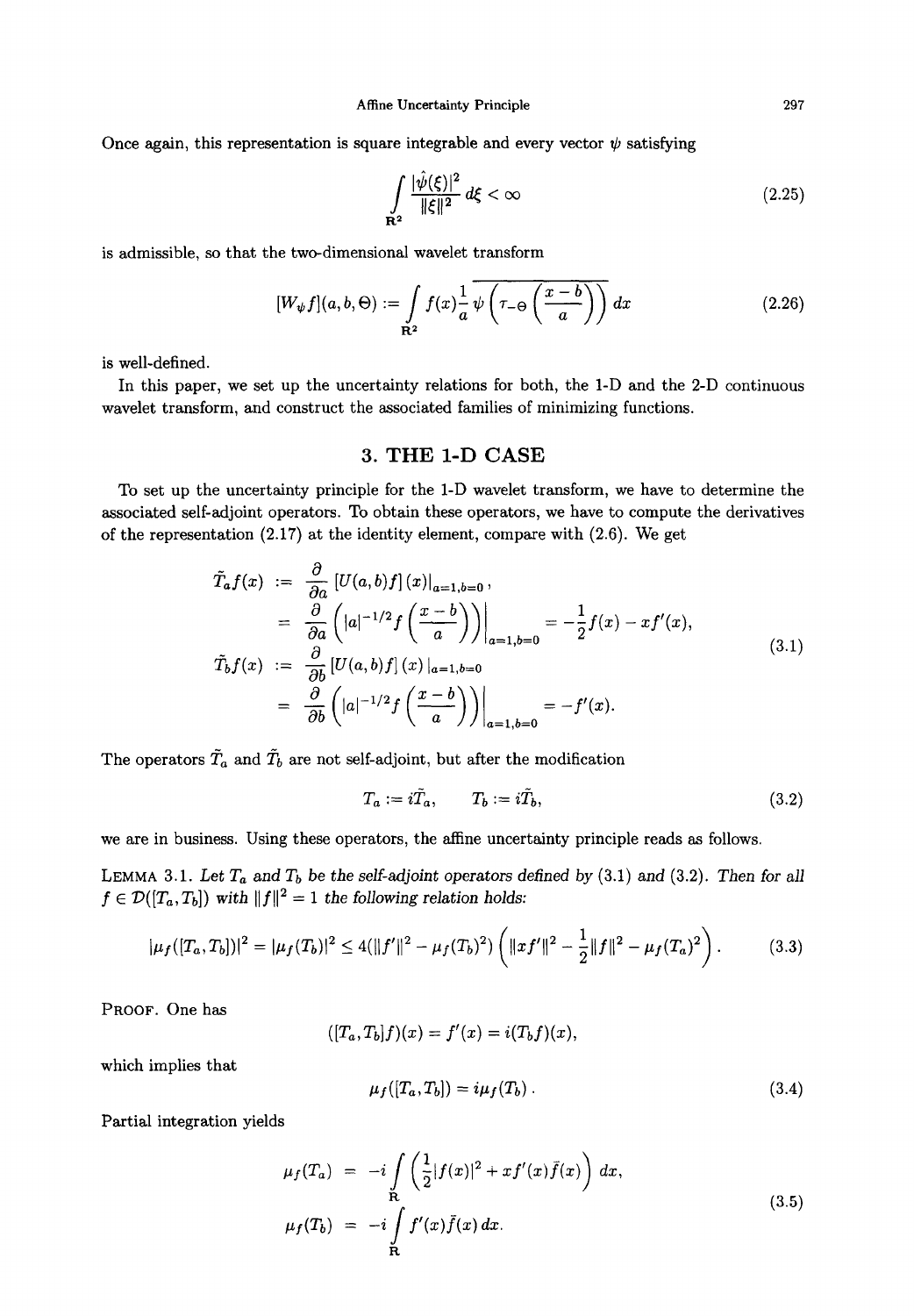Once again, this representation is square integrable and every vector $\psi$ satisfying

$$\int_{\mathbf{R}^2} \frac{|\hat{\psi}(\xi)|^2}{\|\xi\|^2} \, d\xi < \infty \tag{2.25}$$

is admissible, so that the two-dimensional wavelet transform

$$[W_\psi f](a,b,\Theta) := \int_{\mathbf{R}^2} f(x) \frac{1}{a} \overline{\psi\left(\tau_{-\Theta}\left(\frac{x-b}{a}\right)\right)} \, dx \tag{2.26}$$

is well-defined.

In this paper, we set up the uncertainty relations for both, the 1-D and the 2-D continuous wavelet transform, and construct the associated families of minimizing functions.

## 3. THE 1-D CASE

To set up the uncertainty principle for the 1-D wavelet transform, we have to determine the associated self-adjoint operators. To obtain these operators, we have to compute the derivatives of the representation (2.17) at the identity element, compare with (2.6). We get

$$\begin{aligned}
\tilde{T}_a f(x) &:= \frac{\partial}{\partial a} \left[ U(a,b) f \right](x) \big|_{a=1,b=0}, \\
&= \frac{\partial}{\partial a} \left( |a|^{-1/2} f\left(\frac{x-b}{a}\right) \right) \bigg|_{a=1,b=0} = -\frac{1}{2} f(x) - x f'(x), \\
\tilde{T}_b f(x) &:= \frac{\partial}{\partial b} \left[ U(a,b) f \right](x) \big|_{a=1,b=0} \\
&= \frac{\partial}{\partial b} \left( |a|^{-1/2} f\left(\frac{x-b}{a}\right) \right) \bigg|_{a=1,b=0} = -f'(x).
\end{aligned} \tag{3.1}$$

The operators $\tilde{T}_a$ and $\tilde{T}_b$ are not self-adjoint, but after the modification

$$T_a := i\tilde{T}_a, \qquad T_b := i\tilde{T}_b, \tag{3.2}$$

we are in business. Using these operators, the affine uncertainty principle reads as follows.

LEMMA 3.1. *Let $T_a$ and $T_b$ be the self-adjoint operators defined by (3.1) and (3.2). Then for all $f \in \mathcal{D}([T_a, T_b])$ with $\|f\|^2 = 1$ the following relation holds:*

$$|\mu_f([T_a, T_b])|^2 = |\mu_f(T_b)|^2 \leq 4(\|f'\|^2 - \mu_f(T_b)^2) \left( \|xf'\|^2 - \frac{1}{2}\|f\|^2 - \mu_f(T_a)^2 \right). \tag{3.3}$$

PROOF. One has

$$([T_a, T_b] f)(x) = f'(x) = i(T_b f)(x),$$

which implies that

$$\mu_f([T_a, T_b]) = i \mu_f(T_b). \tag{3.4}$$

Partial integration yields

$$\begin{aligned}
\mu_f(T_a) &= -i \int_{\mathbf{R}} \left( \frac{1}{2} |f(x)|^2 + x f'(x) \bar{f}(x) \right) dx, \\
\mu_f(T_b) &= -i \int_{\mathbf{R}} f'(x) \bar{f}(x) \, dx.
\end{aligned} \tag{3.5}$$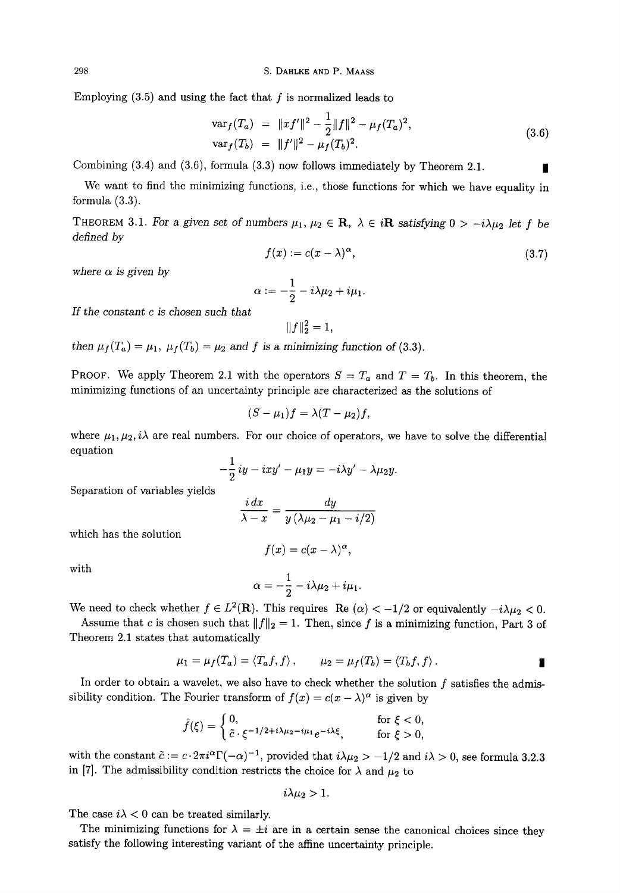Employing (3.5) and using the fact that $f$ is normalized leads to

$$
\begin{aligned}
\operatorname{var}_f(T_a) &= \|xf'\|^2 - \frac{1}{2}\|f\|^2 - \mu_f(T_a)^2, \\
\operatorname{var}_f(T_b) &= \|f'\|^2 - \mu_f(T_b)^2.
\end{aligned}
\tag{3.6}
$$

Combining (3.4) and (3.6), formula (3.3) now follows immediately by Theorem 2.1. ∎

We want to find the minimizing functions, i.e., those functions for which we have equality in formula (3.3).

THEOREM 3.1. *For a given set of numbers $\mu_1, \mu_2 \in \mathbf{R}$, $\lambda \in i\mathbf{R}$ satisfying $0 > -i\lambda\mu_2$ let $f$ be defined by*

$$
f(x) := c(x - \lambda)^\alpha,
\tag{3.7}
$$

*where $\alpha$ is given by*

$$
\alpha := -\frac{1}{2} - i\lambda\mu_2 + i\mu_1.
$$

*If the constant $c$ is chosen such that*

$$
\|f\|_2^2 = 1,
$$

*then $\mu_f(T_a) = \mu_1$, $\mu_f(T_b) = \mu_2$ and $f$ is a minimizing function of (3.3).*

PROOF. We apply Theorem 2.1 with the operators $S = T_a$ and $T = T_b$. In this theorem, the minimizing functions of an uncertainty principle are characterized as the solutions of

$$
(S - \mu_1)f = \lambda(T - \mu_2)f,
$$

where $\mu_1, \mu_2, i\lambda$ are real numbers. For our choice of operators, we have to solve the differential equation

$$
-\frac{1}{2}iy - ixy' - \mu_1 y = -i\lambda y' - \lambda\mu_2 y.
$$

Separation of variables yields

$$
\frac{i\,dx}{\lambda - x} = \frac{dy}{y\,(\lambda\mu_2 - \mu_1 - i/2)}
$$

which has the solution

$$
f(x) = c(x - \lambda)^\alpha,
$$

with

$$
\alpha = -\frac{1}{2} - i\lambda\mu_2 + i\mu_1.
$$

We need to check whether $f \in L^2(\mathbf{R})$. This requires $\operatorname{Re}(\alpha) < -1/2$ or equivalently $-i\lambda\mu_2 < 0$.

Assume that $c$ is chosen such that $\|f\|_2 = 1$. Then, since $f$ is a minimizing function, Part 3 of Theorem 2.1 states that automatically

$$
\mu_1 = \mu_f(T_a) = \langle T_a f, f\rangle, \qquad \mu_2 = \mu_f(T_b) = \langle T_b f, f\rangle.
$$

∎

In order to obtain a wavelet, we also have to check whether the solution $f$ satisfies the admissibility condition. The Fourier transform of $f(x) = c(x - \lambda)^\alpha$ is given by

$$
\hat{f}(\xi) = \begin{cases} 0, & \text{for } \xi < 0, \\ \tilde{c} \cdot \xi^{-1/2 + i\lambda\mu_2 - i\mu_1} e^{-i\lambda\xi}, & \text{for } \xi > 0, \end{cases}
$$

with the constant $\tilde{c} := c \cdot 2\pi i^\alpha \Gamma(-\alpha)^{-1}$, provided that $i\lambda\mu_2 > -1/2$ and $i\lambda > 0$, see formula 3.2.3 in [7]. The admissibility condition restricts the choice for $\lambda$ and $\mu_2$ to

$$
i\lambda\mu_2 > 1.
$$

The case $i\lambda < 0$ can be treated similarly.

The minimizing functions for $\lambda = \pm i$ are in a certain sense the canonical choices since they satisfy the following interesting variant of the affine uncertainty principle.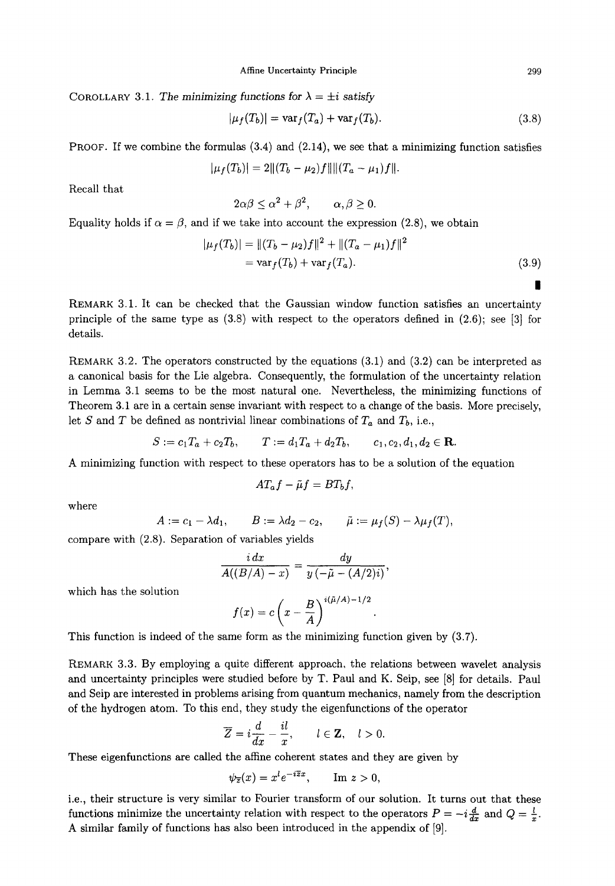COROLLARY 3.1. *The minimizing functions for $\lambda = \pm i$ satisfy*

$$|\mu_f(T_b)| = \mathrm{var}_f(T_a) + \mathrm{var}_f(T_b). \tag{3.8}$$

PROOF. If we combine the formulas (3.4) and (2.14), we see that a minimizing function satisfies

$$|\mu_f(T_b)| = 2\|(T_b - \mu_2)f\|\|(T_a - \mu_1)f\|.$$

Recall that

$$2\alpha\beta \le \alpha^2 + \beta^2, \qquad \alpha, \beta \ge 0.$$

Equality holds if $\alpha = \beta$, and if we take into account the expression (2.8), we obtain

$$\begin{aligned} |\mu_f(T_b)| &= \|(T_b - \mu_2)f\|^2 + \|(T_a - \mu_1)f\|^2 \\ &= \mathrm{var}_f(T_b) + \mathrm{var}_f(T_a). \end{aligned} \tag{3.9}$$

∎

REMARK 3.1. It can be checked that the Gaussian window function satisfies an uncertainty principle of the same type as (3.8) with respect to the operators defined in (2.6); see [3] for details.

REMARK 3.2. The operators constructed by the equations (3.1) and (3.2) can be interpreted as a canonical basis for the Lie algebra. Consequently, the formulation of the uncertainty relation in Lemma 3.1 seems to be the most natural one. Nevertheless, the minimizing functions of Theorem 3.1 are in a certain sense invariant with respect to a change of the basis. More precisely, let $S$ and $T$ be defined as nontrivial linear combinations of $T_a$ and $T_b$, i.e.,

$$S := c_1 T_a + c_2 T_b, \qquad T := d_1 T_a + d_2 T_b, \qquad c_1, c_2, d_1, d_2 \in \mathbf{R}.$$

A minimizing function with respect to these operators has to be a solution of the equation

$$A T_a f - \tilde{\mu} f = B T_b f,$$

where

$$A := c_1 - \lambda d_1, \qquad B := \lambda d_2 - c_2, \qquad \tilde{\mu} := \mu_f(S) - \lambda \mu_f(T),$$

compare with (2.8). Separation of variables yields

$$\frac{i\,dx}{A((B/A) - x)} = \frac{dy}{y\left(-\tilde{\mu} - (A/2)i\right)},$$

which has the solution

$$f(x) = c\left(x - \frac{B}{A}\right)^{i(\tilde{\mu}/A) - 1/2}.$$

This function is indeed of the same form as the minimizing function given by (3.7).

REMARK 3.3. By employing a quite different approach, the relations between wavelet analysis and uncertainty principles were studied before by T. Paul and K. Seip, see [8] for details. Paul and Seip are interested in problems arising from quantum mechanics, namely from the description of the hydrogen atom. To this end, they study the eigenfunctions of the operator

$$\overline{Z} = i\frac{d}{dx} - \frac{il}{x}, \qquad l \in \mathbf{Z}, \quad l > 0.$$

These eigenfunctions are called the affine coherent states and they are given by

$$\psi_{\overline{z}}(x) = x^l e^{-i\overline{z}x}, \qquad \mathrm{Im}\; z > 0,$$

i.e., their structure is very similar to Fourier transform of our solution. It turns out that these functions minimize the uncertainty relation with respect to the operators $P = -i\frac{d}{dx}$ and $Q = \frac{l}{x}$. A similar family of functions has also been introduced in the appendix of [9].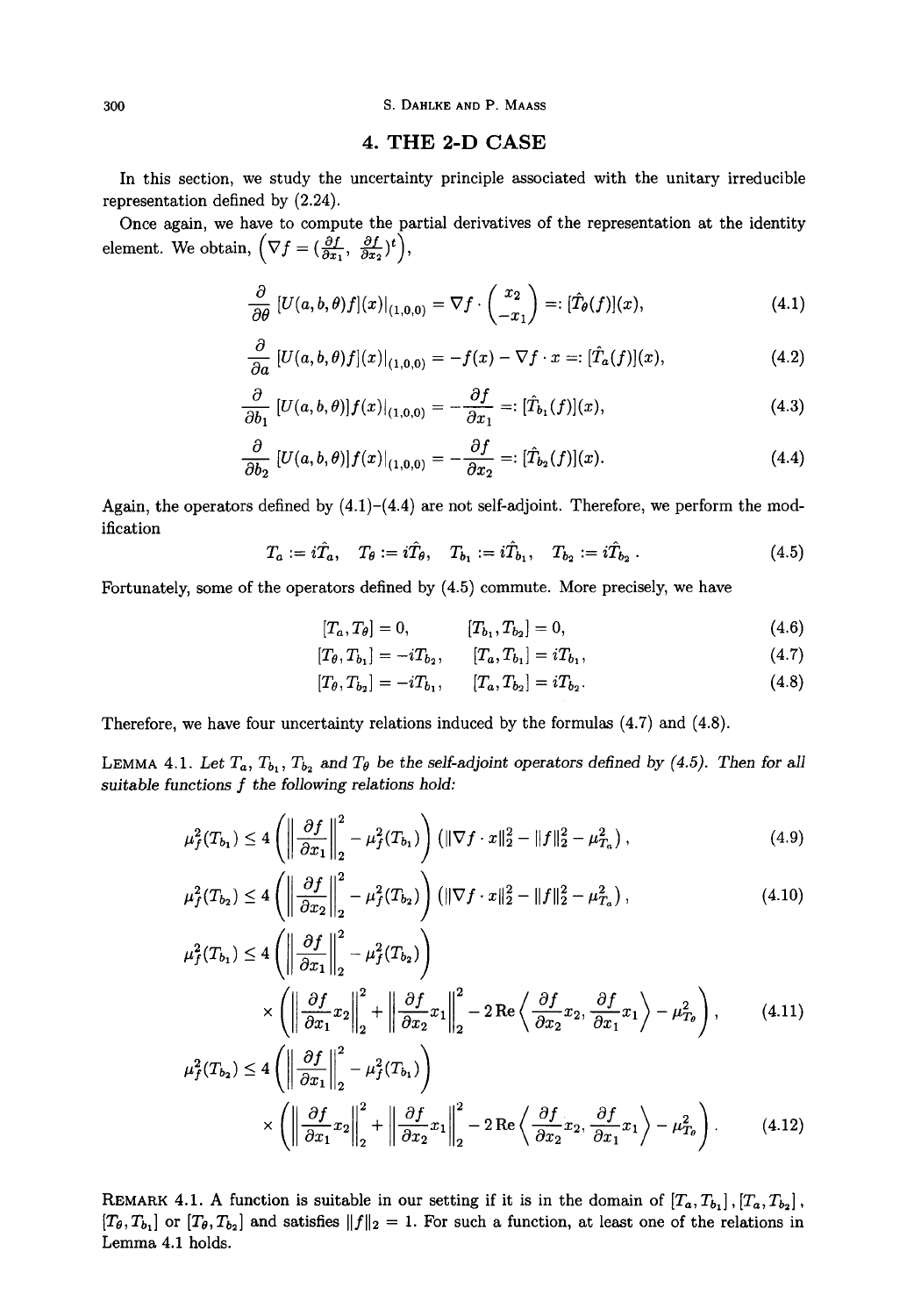## 4. THE 2-D CASE

In this section, we study the uncertainty principle associated with the unitary irreducible representation defined by (2.24).

Once again, we have to compute the partial derivatives of the representation at the identity element. We obtain, $\left(\nabla f = (\frac{\partial f}{\partial x_1}, \frac{\partial f}{\partial x_2})^t\right)$,

$$\frac{\partial}{\partial \theta} \left[U(a,b,\theta)f\right](x)|_{(1,0,0)} = \nabla f \cdot \begin{pmatrix} x_2 \\ -x_1 \end{pmatrix} =: [\hat{T}_\theta(f)](x), \tag{4.1}$$

$$\frac{\partial}{\partial a} \left[U(a,b,\theta)f\right](x)|_{(1,0,0)} = -f(x) - \nabla f \cdot x =: [\hat{T}_a(f)](x), \tag{4.2}$$

$$\frac{\partial}{\partial b_1} \left[U(a,b,\theta)\right]f(x)|_{(1,0,0)} = -\frac{\partial f}{\partial x_1} =: [\hat{T}_{b_1}(f)](x), \tag{4.3}$$

$$\frac{\partial}{\partial b_2} \left[U(a,b,\theta)\right]f(x)|_{(1,0,0)} = -\frac{\partial f}{\partial x_2} =: [\hat{T}_{b_2}(f)](x). \tag{4.4}$$

Again, the operators defined by (4.1)–(4.4) are not self-adjoint. Therefore, we perform the modification

$$T_a := i\hat{T}_a, \quad T_\theta := i\hat{T}_\theta, \quad T_{b_1} := i\hat{T}_{b_1}, \quad T_{b_2} := i\hat{T}_{b_2}\,. \tag{4.5}$$

Fortunately, some of the operators defined by (4.5) commute. More precisely, we have

$$[T_a, T_\theta] = 0, \qquad [T_{b_1}, T_{b_2}] = 0, \tag{4.6}$$

$$[T_\theta, T_{b_1}] = -iT_{b_2}, \qquad [T_a, T_{b_1}] = iT_{b_1}, \tag{4.7}$$

$$[T_\theta, T_{b_2}] = -iT_{b_1}, \qquad [T_a, T_{b_2}] = iT_{b_2}. \tag{4.8}$$

Therefore, we have four uncertainty relations induced by the formulas (4.7) and (4.8).

LEMMA 4.1. *Let $T_a$, $T_{b_1}$, $T_{b_2}$ and $T_\theta$ be the self-adjoint operators defined by (4.5). Then for all suitable functions $f$ the following relations hold:*

$$\mu_f^2(T_{b_1}) \le 4\left(\left\|\frac{\partial f}{\partial x_1}\right\|_2^2 - \mu_f^2(T_{b_1})\right)\left(\|\nabla f \cdot x\|_2^2 - \|f\|_2^2 - \mu_{T_a}^2\right), \tag{4.9}$$

$$\mu_f^2(T_{b_2}) \le 4\left(\left\|\frac{\partial f}{\partial x_2}\right\|_2^2 - \mu_f^2(T_{b_2})\right)\left(\|\nabla f \cdot x\|_2^2 - \|f\|_2^2 - \mu_{T_a}^2\right), \tag{4.10}$$

$$\mu_f^2(T_{b_1}) \le 4\left(\left\|\frac{\partial f}{\partial x_1}\right\|_2^2 - \mu_f^2(T_{b_2})\right) \times \left(\left\|\frac{\partial f}{\partial x_1}x_2\right\|_2^2 + \left\|\frac{\partial f}{\partial x_2}x_1\right\|_2^2 - 2\,\mathrm{Re}\left\langle \frac{\partial f}{\partial x_2}x_2, \frac{\partial f}{\partial x_1}x_1\right\rangle - \mu_{T_\theta}^2\right), \tag{4.11}$$

$$\mu_f^2(T_{b_2}) \le 4\left(\left\|\frac{\partial f}{\partial x_1}\right\|_2^2 - \mu_f^2(T_{b_1})\right) \times \left(\left\|\frac{\partial f}{\partial x_1}x_2\right\|_2^2 + \left\|\frac{\partial f}{\partial x_2}x_1\right\|_2^2 - 2\,\mathrm{Re}\left\langle \frac{\partial f}{\partial x_2}x_2, \frac{\partial f}{\partial x_1}x_1\right\rangle - \mu_{T_\theta}^2\right). \tag{4.12}$$

REMARK 4.1. A function is suitable in our setting if it is in the domain of $[T_a, T_{b_1}]$, $[T_a, T_{b_2}]$, $[T_\theta, T_{b_1}]$ or $[T_\theta, T_{b_2}]$ and satisfies $\|f\|_2 = 1$. For such a function, at least one of the relations in Lemma 4.1 holds.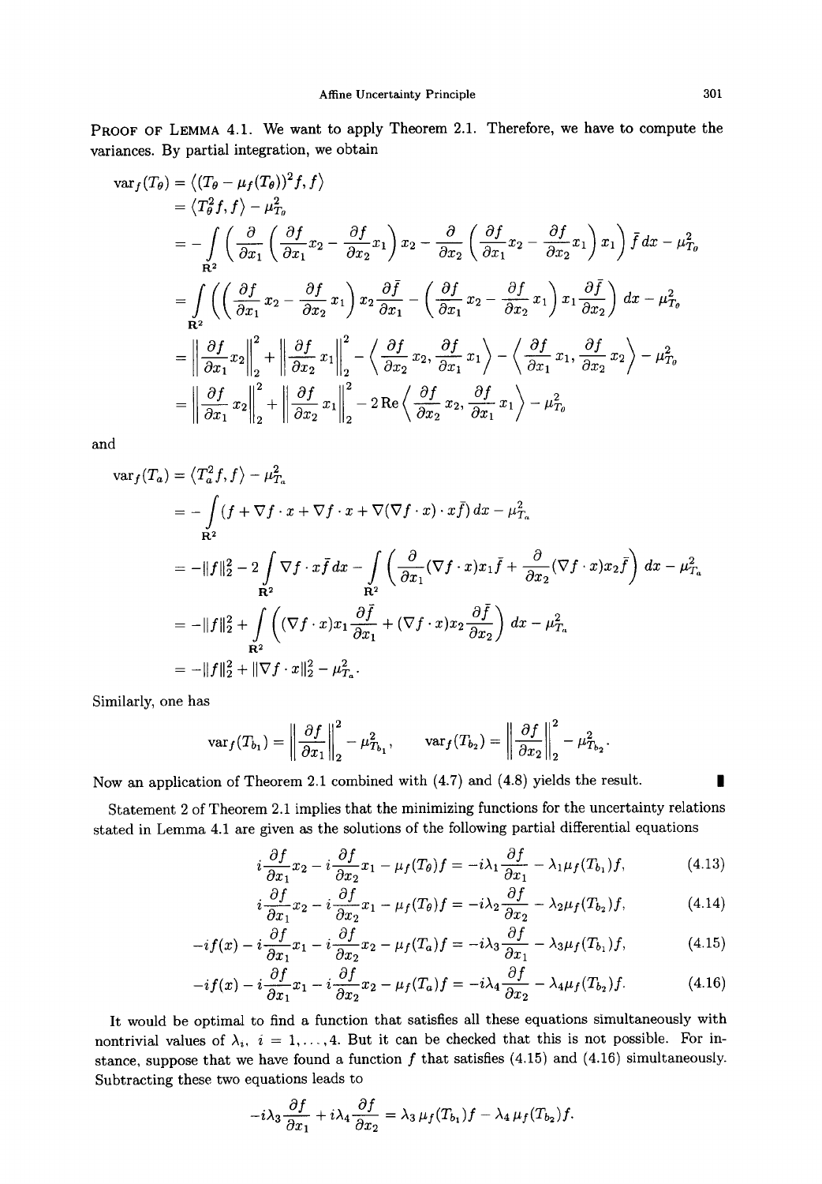**Proof of Lemma 4.1.** We want to apply Theorem 2.1. Therefore, we have to compute the variances. By partial integration, we obtain

$$
\begin{aligned}
\operatorname{var}_f(T_\theta) &= \langle (T_\theta - \mu_f(T_\theta))^2 f, f\rangle \\
&= \langle T_\theta^2 f, f\rangle - \mu_{T_\theta}^2 \\
&= -\int_{\mathbf{R}^2} \left( \frac{\partial}{\partial x_1}\left(\frac{\partial f}{\partial x_1}x_2 - \frac{\partial f}{\partial x_2}x_1\right)x_2 - \frac{\partial}{\partial x_2}\left(\frac{\partial f}{\partial x_1}x_2 - \frac{\partial f}{\partial x_2}x_1\right)x_1\right)\bar{f}\,dx - \mu_{T_\theta}^2 \\
&= \int_{\mathbf{R}^2} \left( \left(\frac{\partial f}{\partial x_1}x_2 - \frac{\partial f}{\partial x_2}x_1\right)x_2\frac{\partial \bar{f}}{\partial x_1} - \left(\frac{\partial f}{\partial x_1}x_2 - \frac{\partial f}{\partial x_2}x_1\right)x_1\frac{\partial \bar{f}}{\partial x_2}\right) dx - \mu_{T_\theta}^2 \\
&= \left\|\frac{\partial f}{\partial x_1}x_2\right\|_2^2 + \left\|\frac{\partial f}{\partial x_2}x_1\right\|_2^2 - \left\langle \frac{\partial f}{\partial x_2}x_2, \frac{\partial f}{\partial x_1}x_1\right\rangle - \left\langle \frac{\partial f}{\partial x_1}x_1, \frac{\partial f}{\partial x_2}x_2\right\rangle - \mu_{T_\theta}^2 \\
&= \left\|\frac{\partial f}{\partial x_1}x_2\right\|_2^2 + \left\|\frac{\partial f}{\partial x_2}x_1\right\|_2^2 - 2\operatorname{Re}\left\langle \frac{\partial f}{\partial x_2}x_2, \frac{\partial f}{\partial x_1}x_1\right\rangle - \mu_{T_\theta}^2
\end{aligned}
$$

and

$$
\begin{aligned}
\operatorname{var}_f(T_a) &= \langle T_a^2 f, f\rangle - \mu_{T_a}^2 \\
&= -\int_{\mathbf{R}^2} (f + \nabla f\cdot x + \nabla f \cdot x + \nabla(\nabla f\cdot x)\cdot x\bar{f})\,dx - \mu_{T_a}^2 \\
&= -\|f\|_2^2 - 2\int_{\mathbf{R}^2} \nabla f\cdot x\bar{f}\,dx - \int_{\mathbf{R}^2}\left(\frac{\partial}{\partial x_1}(\nabla f\cdot x)x_1\bar{f} + \frac{\partial}{\partial x_2}(\nabla f\cdot x)x_2\bar{f}\right)dx - \mu_{T_a}^2 \\
&= -\|f\|_2^2 + \int_{\mathbf{R}^2}\left((\nabla f\cdot x)x_1\frac{\partial \bar{f}}{\partial x_1} + (\nabla f\cdot x)x_2\frac{\partial \bar{f}}{\partial x_2}\right)dx - \mu_{T_a}^2 \\
&= -\|f\|_2^2 + \|\nabla f\cdot x\|_2^2 - \mu_{T_a}^2.
\end{aligned}
$$

Similarly, one has

$$
\operatorname{var}_f(T_{b_1}) = \left\|\frac{\partial f}{\partial x_1}\right\|_2^2 - \mu_{T_{b_1}}^2, \qquad \operatorname{var}_f(T_{b_2}) = \left\|\frac{\partial f}{\partial x_2}\right\|_2^2 - \mu_{T_{b_2}}^2.
$$

Now an application of Theorem 2.1 combined with (4.7) and (4.8) yields the result. ∎

Statement 2 of Theorem 2.1 implies that the minimizing functions for the uncertainty relations stated in Lemma 4.1 are given as the solutions of the following partial differential equations

$$
i\frac{\partial f}{\partial x_1}x_2 - i\frac{\partial f}{\partial x_2}x_1 - \mu_f(T_\theta)f = -i\lambda_1\frac{\partial f}{\partial x_1} - \lambda_1\mu_f(T_{b_1})f, \tag{4.13}
$$

$$
i\frac{\partial f}{\partial x_1}x_2 - i\frac{\partial f}{\partial x_2}x_1 - \mu_f(T_\theta)f = -i\lambda_2\frac{\partial f}{\partial x_2} - \lambda_2\mu_f(T_{b_2})f, \tag{4.14}
$$

$$
-if(x) - i\frac{\partial f}{\partial x_1}x_1 - i\frac{\partial f}{\partial x_2}x_2 - \mu_f(T_a)f = -i\lambda_3\frac{\partial f}{\partial x_1} - \lambda_3\mu_f(T_{b_1})f, \tag{4.15}
$$

$$
-if(x) - i\frac{\partial f}{\partial x_1}x_1 - i\frac{\partial f}{\partial x_2}x_2 - \mu_f(T_a)f = -i\lambda_4\frac{\partial f}{\partial x_2} - \lambda_4\mu_f(T_{b_2})f. \tag{4.16}
$$

It would be optimal to find a function that satisfies all these equations simultaneously with nontrivial values of $\lambda_i$, $i = 1, \dots, 4$. But it can be checked that this is not possible. For instance, suppose that we have found a function $f$ that satisfies (4.15) and (4.16) simultaneously. Subtracting these two equations leads to

$$
-i\lambda_3\frac{\partial f}{\partial x_1} + i\lambda_4\frac{\partial f}{\partial x_2} = \lambda_3\,\mu_f(T_{b_1})f - \lambda_4\,\mu_f(T_{b_2})f.
$$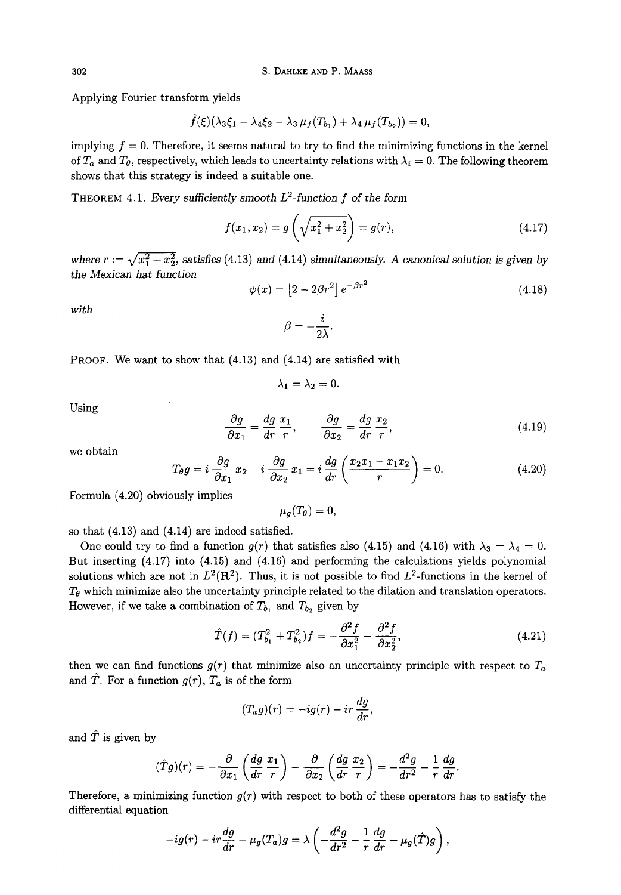Applying Fourier transform yields

$$\hat{f}(\xi)(\lambda_3\xi_1 - \lambda_4\xi_2 - \lambda_3\,\mu_f(T_{b_1}) + \lambda_4\,\mu_f(T_{b_2})) = 0,$$

implying $f = 0$. Therefore, it seems natural to try to find the minimizing functions in the kernel of $T_a$ and $T_\theta$, respectively, which leads to uncertainty relations with $\lambda_i = 0$. The following theorem shows that this strategy is indeed a suitable one.

THEOREM 4.1. *Every sufficiently smooth $L^2$-function $f$ of the form*

$$f(x_1, x_2) = g\left(\sqrt{x_1^2 + x_2^2}\right) = g(r), \tag{4.17}$$

*where $r := \sqrt{x_1^2 + x_2^2}$, satisfies (4.13) and (4.14) simultaneously. A canonical solution is given by the Mexican hat function*

$$\psi(x) = \left[2 - 2\beta r^2\right] e^{-\beta r^2} \tag{4.18}$$

*with*

$$\beta = -\frac{i}{2\lambda}.$$

PROOF. We want to show that (4.13) and (4.14) are satisfied with

$$\lambda_1 = \lambda_2 = 0.$$

Using

$$\frac{\partial g}{\partial x_1} = \frac{dg}{dr}\frac{x_1}{r}, \qquad \frac{\partial g}{\partial x_2} = \frac{dg}{dr}\frac{x_2}{r}, \tag{4.19}$$

we obtain

$$T_\theta g = i\frac{\partial g}{\partial x_1}x_2 - i\frac{\partial g}{\partial x_2}x_1 = i\frac{dg}{dr}\left(\frac{x_2 x_1 - x_1 x_2}{r}\right) = 0. \tag{4.20}$$

Formula (4.20) obviously implies

$$\mu_g(T_\theta) = 0,$$

so that (4.13) and (4.14) are indeed satisfied.

One could try to find a function $g(r)$ that satisfies also (4.15) and (4.16) with $\lambda_3 = \lambda_4 = 0$. But inserting (4.17) into (4.15) and (4.16) and performing the calculations yields polynomial solutions which are not in $L^2(\mathbf{R}^2)$. Thus, it is not possible to find $L^2$-functions in the kernel of $T_\theta$ which minimize also the uncertainty principle related to the dilation and translation operators. However, if we take a combination of $T_{b_1}$ and $T_{b_2}$ given by

$$\hat{T}(f) = (T_{b_1}^2 + T_{b_2}^2)f = -\frac{\partial^2 f}{\partial x_1^2} - \frac{\partial^2 f}{\partial x_2^2}, \tag{4.21}$$

then we can find functions $g(r)$ that minimize also an uncertainty principle with respect to $T_a$ and $\hat{T}$. For a function $g(r)$, $T_a$ is of the form

$$(T_a g)(r) = -ig(r) - ir\frac{dg}{dr},$$

and $\hat{T}$ is given by

$$(\hat{T}g)(r) = -\frac{\partial}{\partial x_1}\left(\frac{dg}{dr}\frac{x_1}{r}\right) - \frac{\partial}{\partial x_2}\left(\frac{dg}{dr}\frac{x_2}{r}\right) = -\frac{d^2 g}{dr^2} - \frac{1}{r}\frac{dg}{dr}.$$

Therefore, a minimizing function $g(r)$ with respect to both of these operators has to satisfy the differential equation

$$-ig(r) - ir\frac{dg}{dr} - \mu_g(T_a)g = \lambda\left(-\frac{d^2 g}{dr^2} - \frac{1}{r}\frac{dg}{dr} - \mu_g(\hat{T})g\right),$$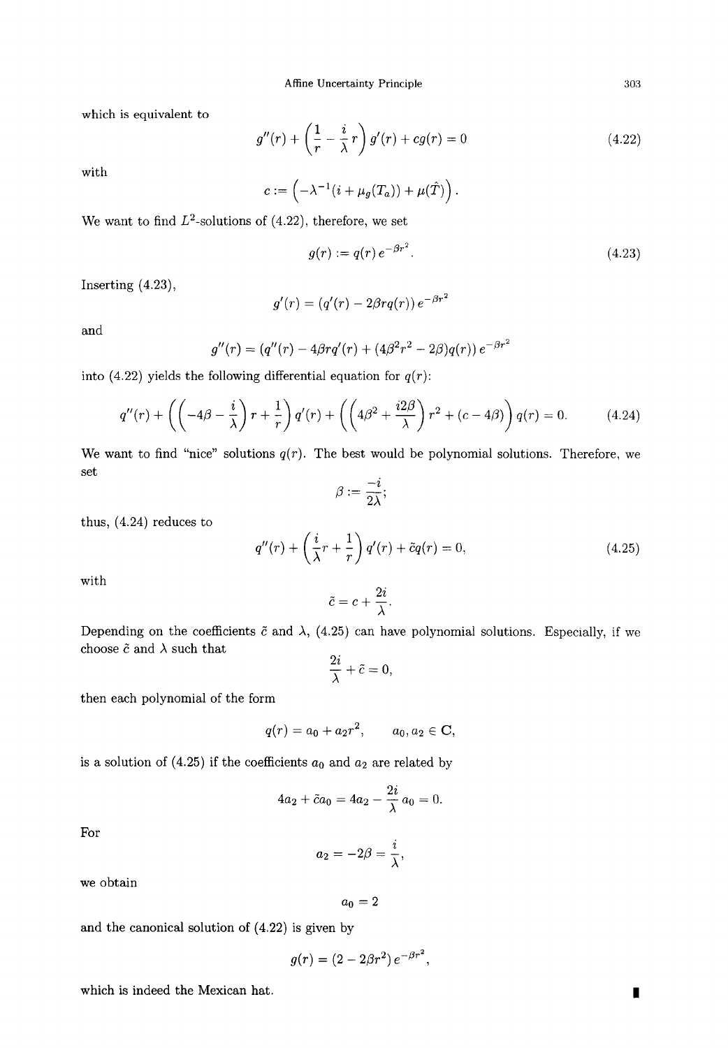which is equivalent to

$$g''(r) + \left(\frac{1}{r} - \frac{i}{\lambda} r\right) g'(r) + c g(r) = 0 \tag{4.22}$$

with

$$c := \left(-\lambda^{-1}(i + \mu_g(T_a)) + \mu(\hat{T})\right).$$

We want to find $L^2$-solutions of (4.22), therefore, we set

$$g(r) := q(r)\, e^{-\beta r^2}. \tag{4.23}$$

Inserting (4.23),

$$g'(r) = (q'(r) - 2\beta r q(r))\, e^{-\beta r^2}$$

and

$$g''(r) = (q''(r) - 4\beta r q'(r) + (4\beta^2 r^2 - 2\beta) q(r))\, e^{-\beta r^2}$$

into (4.22) yields the following differential equation for $q(r)$:

$$q''(r) + \left(\left(-4\beta - \frac{i}{\lambda}\right) r + \frac{1}{r}\right) q'(r) + \left(\left(4\beta^2 + \frac{i2\beta}{\lambda}\right) r^2 + (c - 4\beta)\right) q(r) = 0. \tag{4.24}$$

We want to find "nice" solutions $q(r)$. The best would be polynomial solutions. Therefore, we set

$$\beta := \frac{-i}{2\lambda};$$

thus, (4.24) reduces to

$$q''(r) + \left(\frac{i}{\lambda} r + \frac{1}{r}\right) q'(r) + \tilde{c} q(r) = 0, \tag{4.25}$$

with

$$\tilde{c} = c + \frac{2i}{\lambda}.$$

Depending on the coefficients $\tilde{c}$ and $\lambda$, (4.25) can have polynomial solutions. Especially, if we choose $\tilde{c}$ and $\lambda$ such that

$$\frac{2i}{\lambda} + \tilde{c} = 0,$$

then each polynomial of the form

$$q(r) = a_0 + a_2 r^2, \qquad a_0, a_2 \in \mathbf{C},$$

is a solution of (4.25) if the coefficients $a_0$ and $a_2$ are related by

$$4a_2 + \tilde{c} a_0 = 4a_2 - \frac{2i}{\lambda} a_0 = 0.$$

For

$$a_2 = -2\beta = \frac{i}{\lambda},$$

we obtain

$$a_0 = 2$$

and the canonical solution of (4.22) is given by

$$g(r) = (2 - 2\beta r^2)\, e^{-\beta r^2},$$

which is indeed the Mexican hat. ∎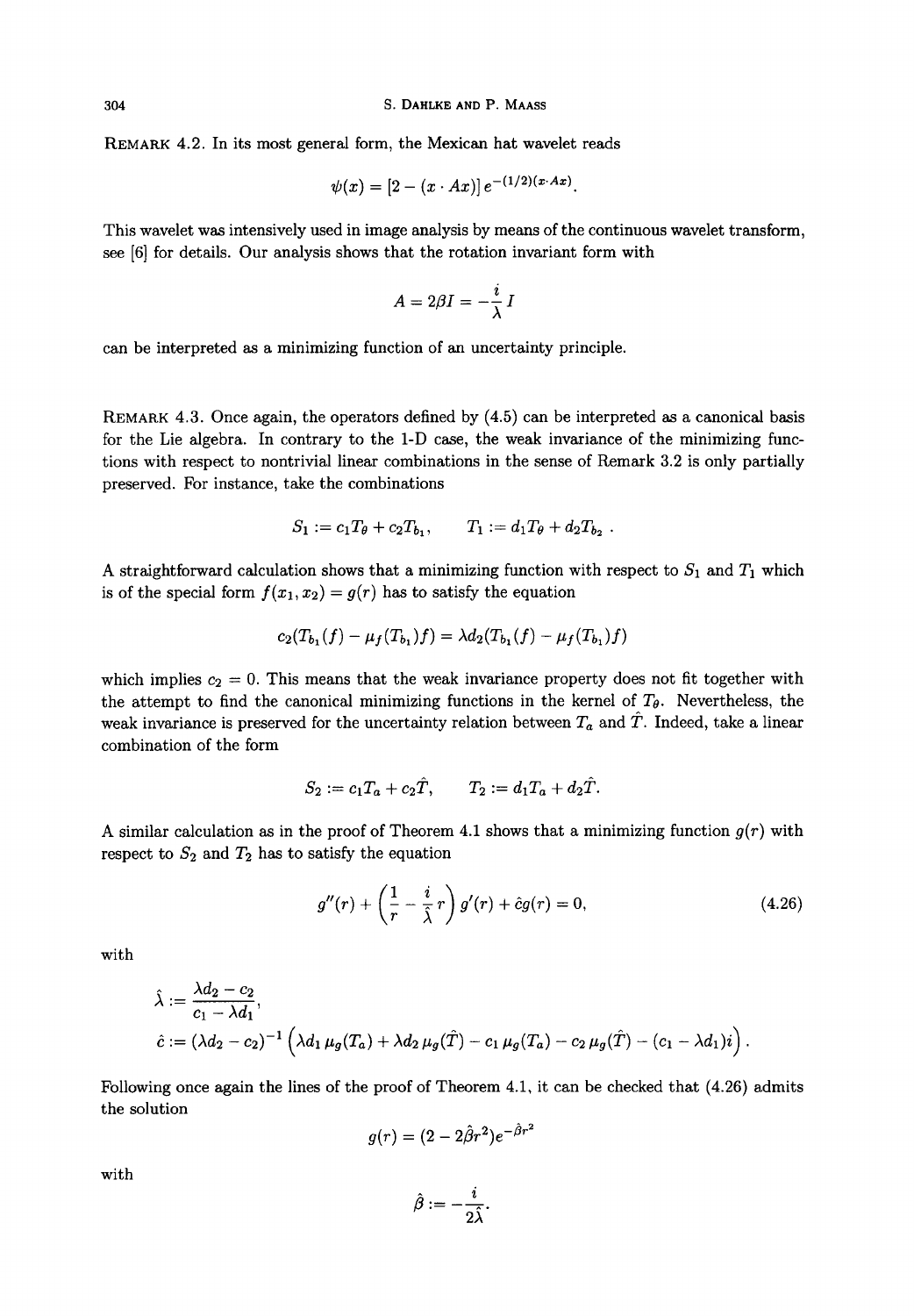**Remark 4.2.** In its most general form, the Mexican hat wavelet reads

$$\psi(x) = [2 - (x \cdot Ax)]\, e^{-(1/2)(x \cdot Ax)}.$$

This wavelet was intensively used in image analysis by means of the continuous wavelet transform, see [6] for details. Our analysis shows that the rotation invariant form with

$$A = 2\beta I = -\frac{i}{\lambda} I$$

can be interpreted as a minimizing function of an uncertainty principle.

**Remark 4.3.** Once again, the operators defined by (4.5) can be interpreted as a canonical basis for the Lie algebra. In contrary to the 1-D case, the weak invariance of the minimizing functions with respect to nontrivial linear combinations in the sense of Remark 3.2 is only partially preserved. For instance, take the combinations

$$S_1 := c_1 T_\theta + c_2 T_{b_1}, \qquad T_1 := d_1 T_\theta + d_2 T_{b_2}\ .$$

A straightforward calculation shows that a minimizing function with respect to $S_1$ and $T_1$ which is of the special form $f(x_1, x_2) = g(r)$ has to satisfy the equation

$$c_2(T_{b_1}(f) - \mu_f(T_{b_1})f) = \lambda d_2(T_{b_1}(f) - \mu_f(T_{b_1})f)$$

which implies $c_2 = 0$. This means that the weak invariance property does not fit together with the attempt to find the canonical minimizing functions in the kernel of $T_\theta$. Nevertheless, the weak invariance is preserved for the uncertainty relation between $T_a$ and $\hat{T}$. Indeed, take a linear combination of the form

$$S_2 := c_1 T_a + c_2 \hat{T}, \qquad T_2 := d_1 T_a + d_2 \hat{T}.$$

A similar calculation as in the proof of Theorem 4.1 shows that a minimizing function $g(r)$ with respect to $S_2$ and $T_2$ has to satisfy the equation

$$g''(r) + \left(\frac{1}{r} - \frac{i}{\hat{\lambda}} r\right) g'(r) + \hat{c} g(r) = 0, \tag{4.26}$$

with

$$\hat{\lambda} := \frac{\lambda d_2 - c_2}{c_1 - \lambda d_1},$$

$$\hat{c} := (\lambda d_2 - c_2)^{-1} \left(\lambda d_1\, \mu_g(T_a) + \lambda d_2\, \mu_g(\hat{T}) - c_1\, \mu_g(T_a) - c_2\, \mu_g(\hat{T}) - (c_1 - \lambda d_1) i\right).$$

Following once again the lines of the proof of Theorem 4.1, it can be checked that (4.26) admits the solution

$$g(r) = (2 - 2\hat{\beta} r^2) e^{-\hat{\beta} r^2}$$

with

$$\hat{\beta} := -\frac{i}{2\hat{\lambda}}.$$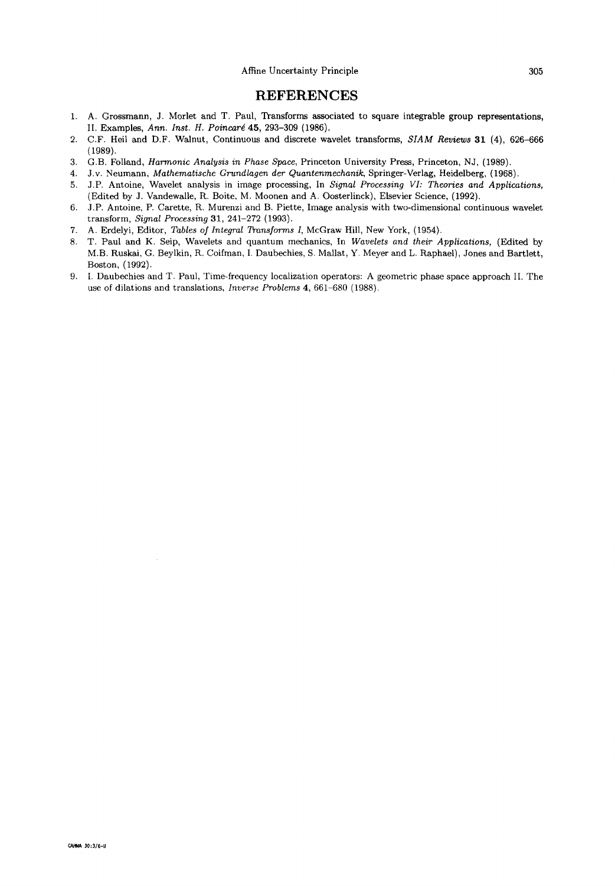## REFERENCES

1. A. Grossmann, J. Morlet and T. Paul, Transforms associated to square integrable group representations, II. Examples, *Ann. Inst. H. Poincaré* **45**, 293–309 (1986).
2. C.F. Heil and D.F. Walnut, Continuous and discrete wavelet transforms, *SIAM Reviews* **31** (4), 626–666 (1989).
3. G.B. Folland, *Harmonic Analysis in Phase Space*, Princeton University Press, Princeton, NJ, (1989).
4. J.v. Neumann, *Mathematische Grundlagen der Quantenmechanik*, Springer-Verlag, Heidelberg, (1968).
5. J.P. Antoine, Wavelet analysis in image processing, In *Signal Processing VI: Theories and Applications*, (Edited by J. Vandewalle, R. Boite, M. Moonen and A. Oosterlinck), Elsevier Science, (1992).
6. J.P. Antoine, P. Carette, R. Murenzi and B. Piette, Image analysis with two-dimensional continuous wavelet transform, *Signal Processing* **31**, 241–272 (1993).
7. A. Erdelyi, Editor, *Tables of Integral Transforms I*, McGraw Hill, New York, (1954).
8. T. Paul and K. Seip, Wavelets and quantum mechanics, In *Wavelets and their Applications*, (Edited by M.B. Ruskai, G. Beylkin, R. Coifman, I. Daubechies, S. Mallat, Y. Meyer and L. Raphael), Jones and Bartlett, Boston, (1992).
9. I. Daubechies and T. Paul, Time-frequency localization operators: A geometric phase space approach II. The use of dilations and translations, *Inverse Problems* **4**, 661–680 (1988).